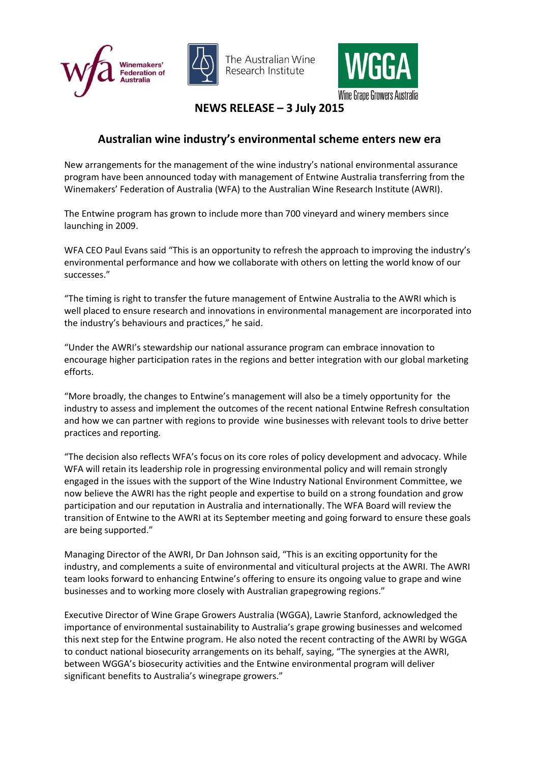**NEWS RELEASE – 3 July 2015**

# Australian wine industry's environmental scheme enters new era

New arrangements for the management of the wine industry's national environmental assurance program have been announced today with management of Entwine Australia transferring from the Winemakers' Federation of Australia (WFA) to the Australian Wine Research Institute (AWRI).

The Entwine program has grown to include more than 700 vineyard and winery members since launching in 2009.

WFA CEO Paul Evans said "This is an opportunity to refresh the approach to improving the industry's environmental performance and how we collaborate with others on letting the world know of our successes."

"The timing is right to transfer the future management of Entwine Australia to the AWRI which is well placed to ensure research and innovations in environmental management are incorporated into the industry's behaviours and practices," he said.

"Under the AWRI's stewardship our national assurance program can embrace innovation to encourage higher participation rates in the regions and better integration with our global marketing efforts.

"More broadly, the changes to Entwine's management will also be a timely opportunity for the industry to assess and implement the outcomes of the recent national Entwine Refresh consultation and how we can partner with regions to provide wine businesses with relevant tools to drive better practices and reporting.

"The decision also reflects WFA's focus on its core roles of policy development and advocacy. While WFA will retain its leadership role in progressing environmental policy and will remain strongly engaged in the issues with the support of the Wine Industry National Environment Committee, we now believe the AWRI has the right people and expertise to build on a strong foundation and grow participation and our reputation in Australia and internationally. The WFA Board will review the transition of Entwine to the AWRI at its September meeting and going forward to ensure these goals are being supported."

Managing Director of the AWRI, Dr Dan Johnson said, "This is an exciting opportunity for the industry, and complements a suite of environmental and viticultural projects at the AWRI. The AWRI team looks forward to enhancing Entwine's offering to ensure its ongoing value to grape and wine businesses and to working more closely with Australian grapegrowing regions."

Executive Director of Wine Grape Growers Australia (WGGA), Lawrie Stanford, acknowledged the importance of environmental sustainability to Australia's grape growing businesses and welcomed this next step for the Entwine program. He also noted the recent contracting of the AWRI by WGGA to conduct national biosecurity arrangements on its behalf, saying, "The synergies at the AWRI, between WGGA's biosecurity activities and the Entwine environmental program will deliver significant benefits to Australia's winegrape growers."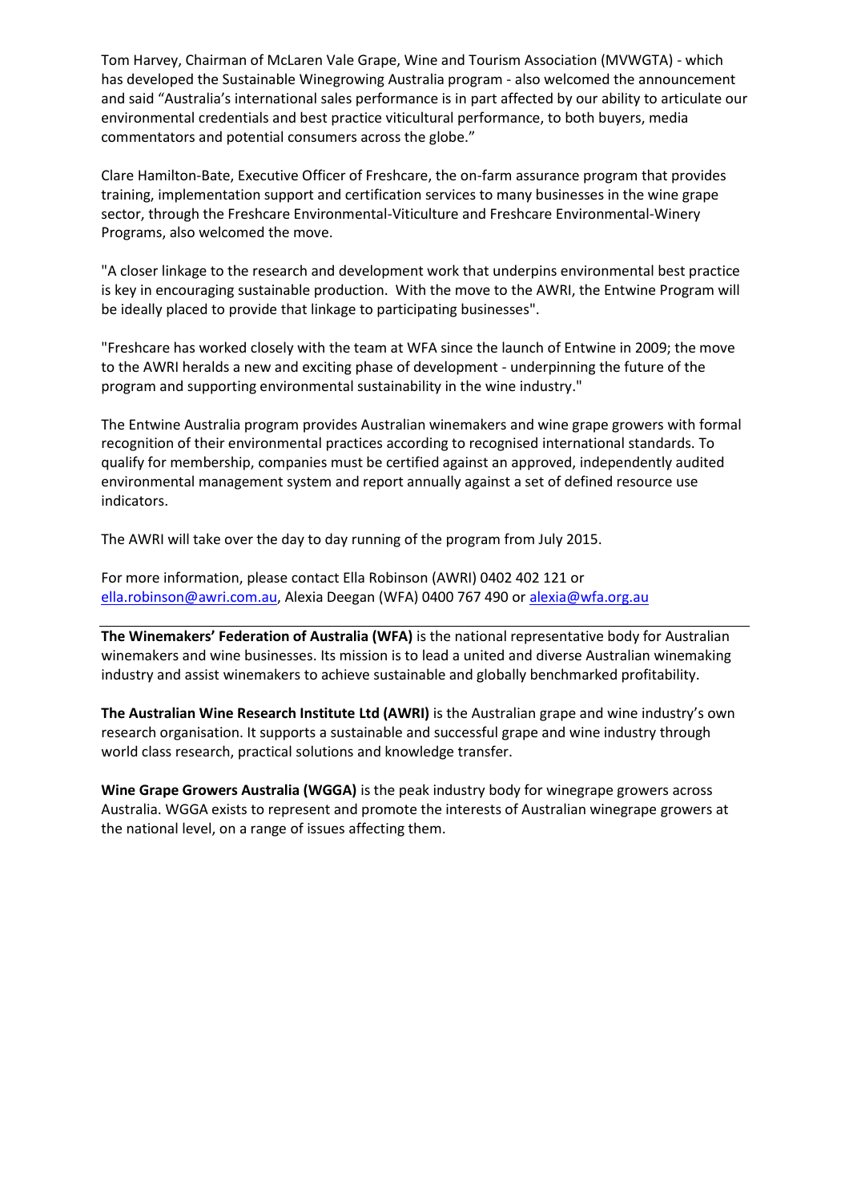Tom Harvey, Chairman of McLaren Vale Grape, Wine and Tourism Association (MVWGTA) - which has developed the Sustainable Winegrowing Australia program - also welcomed the announcement and said "Australia's international sales performance is in part affected by our ability to articulate our environmental credentials and best practice viticultural performance, to both buyers, media commentators and potential consumers across the globe."

Clare Hamilton-Bate, Executive Officer of Freshcare, the on-farm assurance program that provides training, implementation support and certification services to many businesses in the wine grape sector, through the Freshcare Environmental-Viticulture and Freshcare Environmental-Winery Programs, also welcomed the move.

"A closer linkage to the research and development work that underpins environmental best practice is key in encouraging sustainable production. With the move to the AWRI, the Entwine Program will be ideally placed to provide that linkage to participating businesses".

"Freshcare has worked closely with the team at WFA since the launch of Entwine in 2009; the move to the AWRI heralds a new and exciting phase of development - underpinning the future of the program and supporting environmental sustainability in the wine industry."

The Entwine Australia program provides Australian winemakers and wine grape growers with formal recognition of their environmental practices according to recognised international standards. To qualify for membership, companies must be certified against an approved, independently audited environmental management system and report annually against a set of defined resource use indicators.

The AWRI will take over the day to day running of the program from July 2015.

For more information, please contact Ella Robinson (AWRI) 0402 402 121 or ella.robinson@awri.com.au, Alexia Deegan (WFA) 0400 767 490 or alexia@wfa.org.au

---

**The Winemakers' Federation of Australia (WFA)** is the national representative body for Australian winemakers and wine businesses. Its mission is to lead a united and diverse Australian winemaking industry and assist winemakers to achieve sustainable and globally benchmarked profitability.

**The Australian Wine Research Institute Ltd (AWRI)** is the Australian grape and wine industry's own research organisation. It supports a sustainable and successful grape and wine industry through world class research, practical solutions and knowledge transfer.

**Wine Grape Growers Australia (WGGA)** is the peak industry body for winegrape growers across Australia. WGGA exists to represent and promote the interests of Australian winegrape growers at the national level, on a range of issues affecting them.